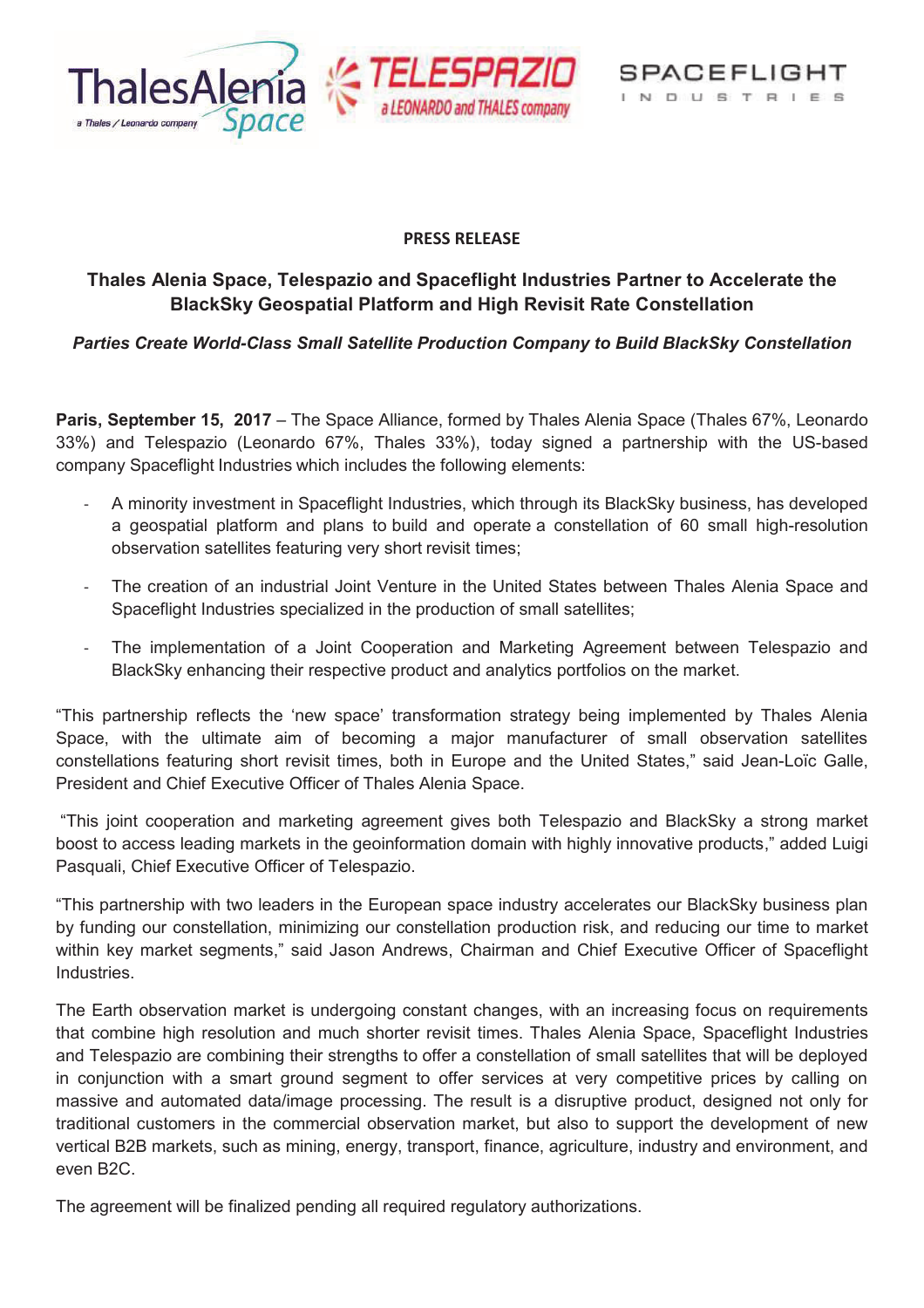**PRESS RELEASE**

## Thales Alenia Space, Telespazio and Spaceflight Industries Partner to Accelerate the BlackSky Geospatial Platform and High Revisit Rate Constellation

***Parties Create World-Class Small Satellite Production Company to Build BlackSky Constellation***

**Paris, September 15, 2017** – The Space Alliance, formed by Thales Alenia Space (Thales 67%, Leonardo 33%) and Telespazio (Leonardo 67%, Thales 33%), today signed a partnership with the US-based company Spaceflight Industries which includes the following elements:

- A minority investment in Spaceflight Industries, which through its BlackSky business, has developed a geospatial platform and plans to build and operate a constellation of 60 small high-resolution observation satellites featuring very short revisit times;
- The creation of an industrial Joint Venture in the United States between Thales Alenia Space and Spaceflight Industries specialized in the production of small satellites;
- The implementation of a Joint Cooperation and Marketing Agreement between Telespazio and BlackSky enhancing their respective product and analytics portfolios on the market.

"This partnership reflects the 'new space' transformation strategy being implemented by Thales Alenia Space, with the ultimate aim of becoming a major manufacturer of small observation satellites constellations featuring short revisit times, both in Europe and the United States," said Jean-Loïc Galle, President and Chief Executive Officer of Thales Alenia Space.

"This joint cooperation and marketing agreement gives both Telespazio and BlackSky a strong market boost to access leading markets in the geoinformation domain with highly innovative products," added Luigi Pasquali, Chief Executive Officer of Telespazio.

"This partnership with two leaders in the European space industry accelerates our BlackSky business plan by funding our constellation, minimizing our constellation production risk, and reducing our time to market within key market segments," said Jason Andrews, Chairman and Chief Executive Officer of Spaceflight Industries.

The Earth observation market is undergoing constant changes, with an increasing focus on requirements that combine high resolution and much shorter revisit times. Thales Alenia Space, Spaceflight Industries and Telespazio are combining their strengths to offer a constellation of small satellites that will be deployed in conjunction with a smart ground segment to offer services at very competitive prices by calling on massive and automated data/image processing. The result is a disruptive product, designed not only for traditional customers in the commercial observation market, but also to support the development of new vertical B2B markets, such as mining, energy, transport, finance, agriculture, industry and environment, and even B2C.

The agreement will be finalized pending all required regulatory authorizations.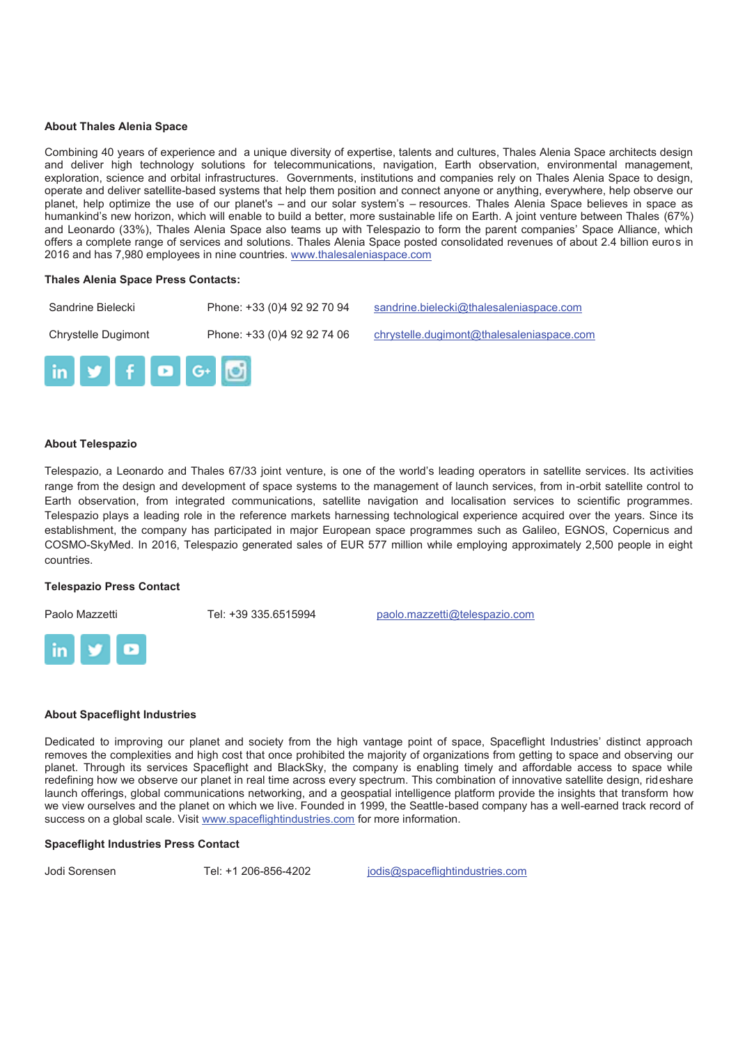**About Thales Alenia Space**

Combining 40 years of experience and a unique diversity of expertise, talents and cultures, Thales Alenia Space architects design and deliver high technology solutions for telecommunications, navigation, Earth observation, environmental management, exploration, science and orbital infrastructures. Governments, institutions and companies rely on Thales Alenia Space to design, operate and deliver satellite-based systems that help them position and connect anyone or anything, everywhere, help observe our planet, help optimize the use of our planet's – and our solar system's – resources. Thales Alenia Space believes in space as humankind's new horizon, which will enable to build a better, more sustainable life on Earth. A joint venture between Thales (67%) and Leonardo (33%), Thales Alenia Space also teams up with Telespazio to form the parent companies' Space Alliance, which offers a complete range of services and solutions. Thales Alenia Space posted consolidated revenues of about 2.4 billion euros in 2016 and has 7,980 employees in nine countries. www.thalesaleniaspace.com

**Thales Alenia Space Press Contacts:**

| | | |
|---|---|---|
| Sandrine Bielecki | Phone: +33 (0)4 92 92 70 94 | sandrine.bielecki@thalesaleniaspace.com |
| Chrystelle Dugimont | Phone: +33 (0)4 92 92 74 06 | chrystelle.dugimont@thalesaleniaspace.com |

**About Telespazio**

Telespazio, a Leonardo and Thales 67/33 joint venture, is one of the world's leading operators in satellite services. Its activities range from the design and development of space systems to the management of launch services, from in-orbit satellite control to Earth observation, from integrated communications, satellite navigation and localisation services to scientific programmes. Telespazio plays a leading role in the reference markets harnessing technological experience acquired over the years. Since its establishment, the company has participated in major European space programmes such as Galileo, EGNOS, Copernicus and COSMO-SkyMed. In 2016, Telespazio generated sales of EUR 577 million while employing approximately 2,500 people in eight countries.

**Telespazio Press Contact**

| | | |
|---|---|---|
| Paolo Mazzetti | Tel: +39 335.6515994 | paolo.mazzetti@telespazio.com |

**About Spaceflight Industries**

Dedicated to improving our planet and society from the high vantage point of space, Spaceflight Industries' distinct approach removes the complexities and high cost that once prohibited the majority of organizations from getting to space and observing our planet. Through its services Spaceflight and BlackSky, the company is enabling timely and affordable access to space while redefining how we observe our planet in real time across every spectrum. This combination of innovative satellite design, rideshare launch offerings, global communications networking, and a geospatial intelligence platform provide the insights that transform how we view ourselves and the planet on which we live. Founded in 1999, the Seattle-based company has a well-earned track record of success on a global scale. Visit www.spaceflightindustries.com for more information.

**Spaceflight Industries Press Contact**

| | | |
|---|---|---|
| Jodi Sorensen | Tel: +1 206-856-4202 | jodis@spaceflightindustries.com |